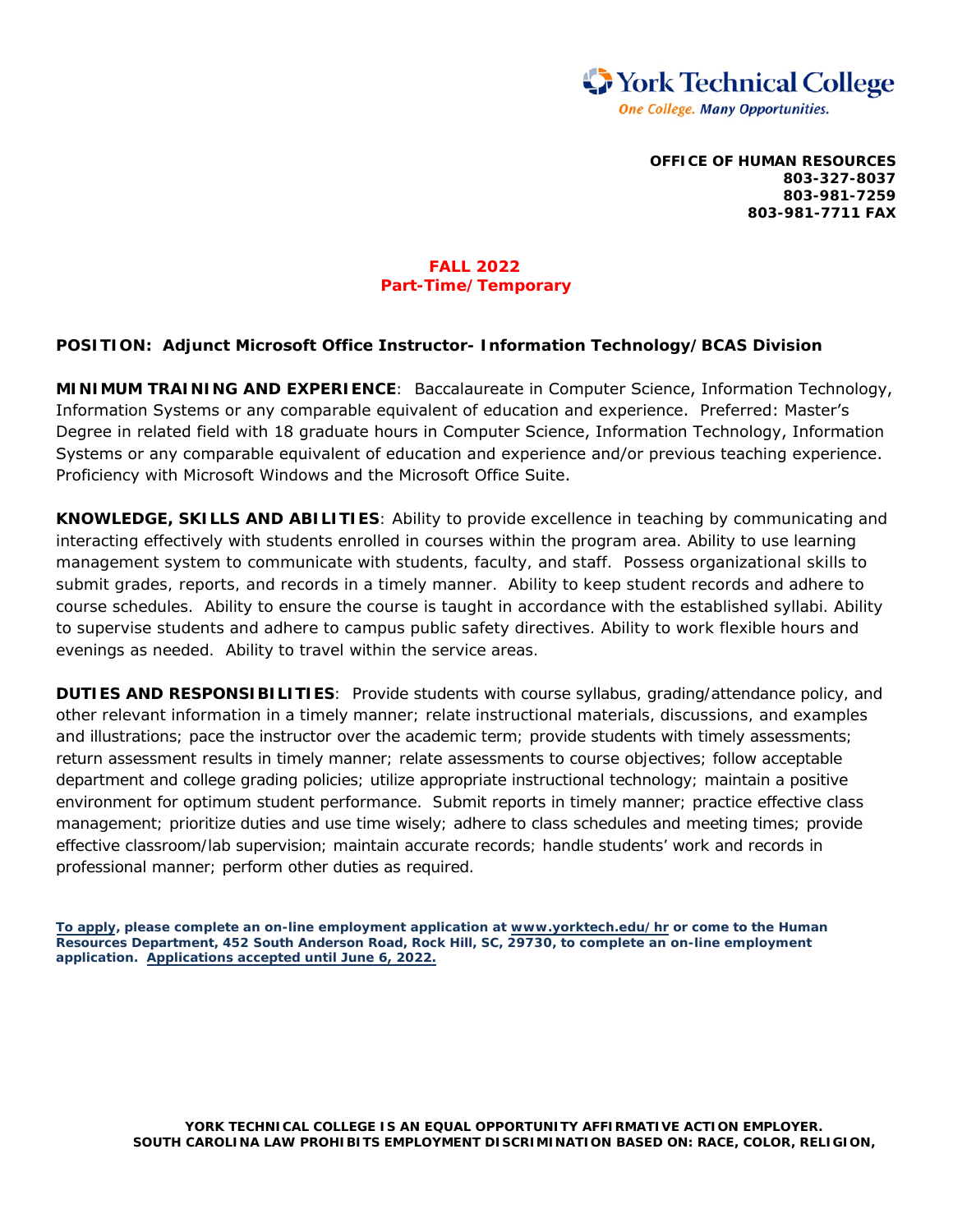York Technical College

*One College. Many Opportunities.*

**OFFICE OF HUMAN RESOURCES**
**803-327-8037**
**803-981-7259**
**803-981-7711 FAX**

**FALL 2022**
**Part-Time/Temporary**

**POSITION: Adjunct Microsoft Office Instructor- Information Technology/BCAS Division**

**MINIMUM TRAINING AND EXPERIENCE**: Baccalaureate in Computer Science, Information Technology, Information Systems or any comparable equivalent of education and experience. Preferred: Master's Degree in related field with 18 graduate hours in Computer Science, Information Technology, Information Systems or any comparable equivalent of education and experience and/or previous teaching experience. Proficiency with Microsoft Windows and the Microsoft Office Suite.

**KNOWLEDGE, SKILLS AND ABILITIES**: Ability to provide excellence in teaching by communicating and interacting effectively with students enrolled in courses within the program area. Ability to use learning management system to communicate with students, faculty, and staff. Possess organizational skills to submit grades, reports, and records in a timely manner. Ability to keep student records and adhere to course schedules. Ability to ensure the course is taught in accordance with the established syllabi. Ability to supervise students and adhere to campus public safety directives. Ability to work flexible hours and evenings as needed. Ability to travel within the service areas.

**DUTIES AND RESPONSIBILITIES**: Provide students with course syllabus, grading/attendance policy, and other relevant information in a timely manner; relate instructional materials, discussions, and examples and illustrations; pace the instructor over the academic term; provide students with timely assessments; return assessment results in timely manner; relate assessments to course objectives; follow acceptable department and college grading policies; utilize appropriate instructional technology; maintain a positive environment for optimum student performance. Submit reports in timely manner; practice effective class management; prioritize duties and use time wisely; adhere to class schedules and meeting times; provide effective classroom/lab supervision; maintain accurate records; handle students' work and records in professional manner; perform other duties as required.

**To apply, please complete an on-line employment application at www.yorktech.edu/hr or come to the Human Resources Department, 452 South Anderson Road, Rock Hill, SC, 29730, to complete an on-line employment application. Applications accepted until June 6, 2022.**

**YORK TECHNICAL COLLEGE IS AN EQUAL OPPORTUNITY AFFIRMATIVE ACTION EMPLOYER.**
**SOUTH CAROLINA LAW PROHIBITS EMPLOYMENT DISCRIMINATION BASED ON: RACE, COLOR, RELIGION,**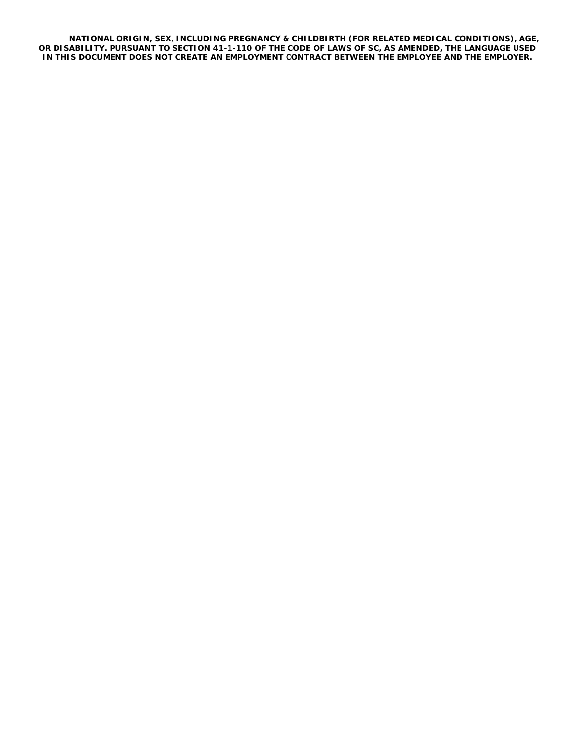**NATIONAL ORIGIN, SEX, INCLUDING PREGNANCY & CHILDBIRTH (FOR RELATED MEDICAL CONDITIONS), AGE, OR DISABILITY. PURSUANT TO SECTION 41-1-110 OF THE CODE OF LAWS OF SC, AS AMENDED, THE LANGUAGE USED IN THIS DOCUMENT DOES NOT CREATE AN EMPLOYMENT CONTRACT BETWEEN THE EMPLOYEE AND THE EMPLOYER.**